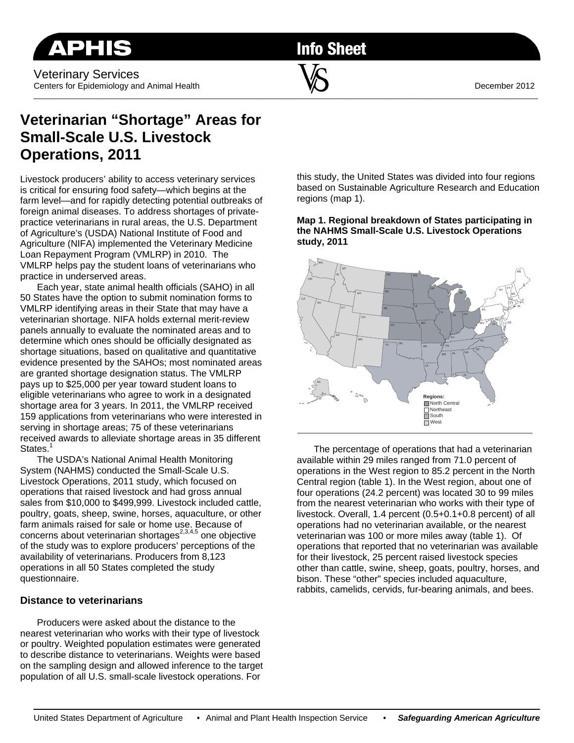# Veterinarian "Shortage" Areas for Small-Scale U.S. Livestock Operations, 2011

Veterinary Services
Centers for Epidemiology and Animal Health

December 2012

Livestock producers' ability to access veterinary services is critical for ensuring food safety—which begins at the farm level—and for rapidly detecting potential outbreaks of foreign animal diseases. To address shortages of private-practice veterinarians in rural areas, the U.S. Department of Agriculture's (USDA) National Institute of Food and Agriculture (NIFA) implemented the Veterinary Medicine Loan Repayment Program (VMLRP) in 2010. The VMLRP helps pay the student loans of veterinarians who practice in underserved areas.

Each year, state animal health officials (SAHO) in all 50 States have the option to submit nomination forms to VMLRP identifying areas in their State that may have a veterinarian shortage. NIFA holds external merit-review panels annually to evaluate the nominated areas and to determine which ones should be officially designated as shortage situations, based on qualitative and quantitative evidence presented by the SAHOs; most nominated areas are granted shortage designation status. The VMLRP pays up to $25,000 per year toward student loans to eligible veterinarians who agree to work in a designated shortage area for 3 years. In 2011, the VMLRP received 159 applications from veterinarians who were interested in serving in shortage areas; 75 of these veterinarians received awards to alleviate shortage areas in 35 different States.[1]

The USDA's National Animal Health Monitoring System (NAHMS) conducted the Small-Scale U.S. Livestock Operations, 2011 study, which focused on operations that raised livestock and had gross annual sales from $10,000 to $499,999. Livestock included cattle, poultry, goats, sheep, swine, horses, aquaculture, or other farm animals raised for sale or home use. Because of concerns about veterinarian shortages[2,3,4,5] one objective of the study was to explore producers' perceptions of the availability of veterinarians. Producers from 8,123 operations in all 50 States completed the study questionnaire.

## Distance to veterinarians

Producers were asked about the distance to the nearest veterinarian who works with their type of livestock or poultry. Weighted population estimates were generated to describe distance to veterinarians. Weights were based on the sampling design and allowed inference to the target population of all U.S. small-scale livestock operations. For this study, the United States was divided into four regions based on Sustainable Agriculture Research and Education regions (map 1).

**Map 1. Regional breakdown of States participating in the NAHMS Small-Scale U.S. Livestock Operations study, 2011**

Regions:
- North Central
- Northeast
- South
- West

The percentage of operations that had a veterinarian available within 29 miles ranged from 71.0 percent of operations in the West region to 85.2 percent in the North Central region (table 1). In the West region, about one of four operations (24.2 percent) was located 30 to 99 miles from the nearest veterinarian who works with their type of livestock. Overall, 1.4 percent (0.5+0.1+0.8 percent) of all operations had no veterinarian available, or the nearest veterinarian was 100 or more miles away (table 1). Of operations that reported that no veterinarian was available for their livestock, 25 percent raised livestock species other than cattle, swine, sheep, goats, poultry, horses, and bison. These "other" species included aquaculture, rabbits, camelids, cervids, fur-bearing animals, and bees.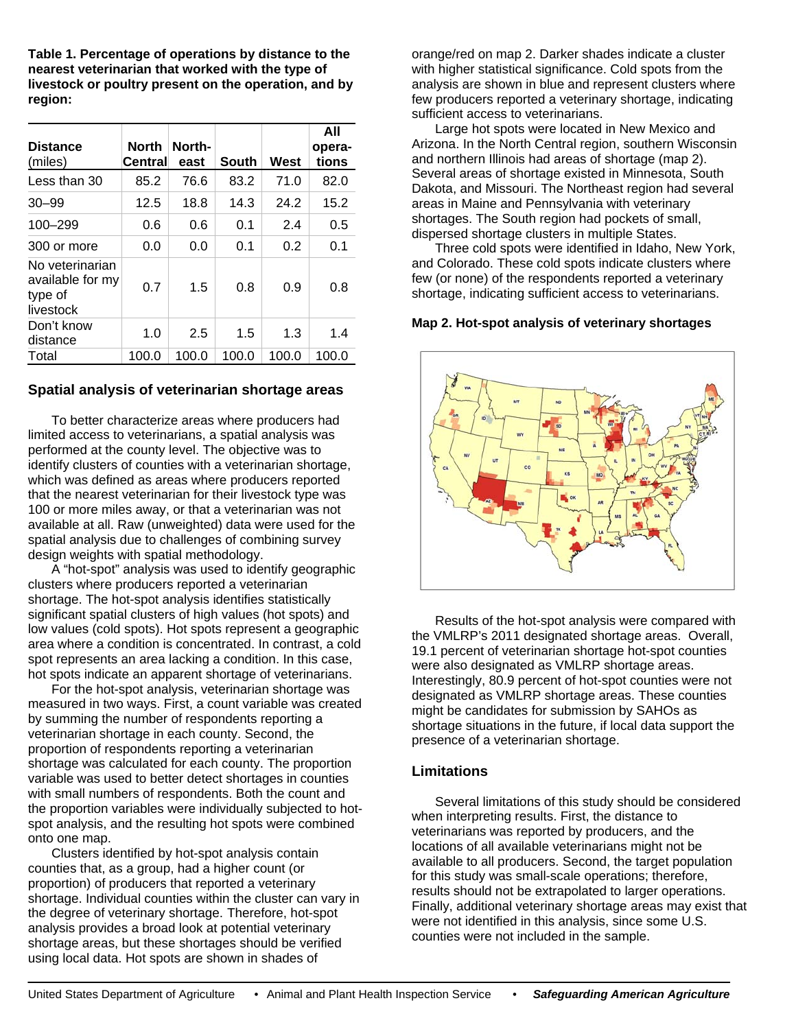**Table 1. Percentage of operations by distance to the nearest veterinarian that worked with the type of livestock or poultry present on the operation, and by region:**

| Distance (miles) | North Central | North-east | South | West | All opera-tions |
|---|---|---|---|---|---|
| Less than 30 | 85.2 | 76.6 | 83.2 | 71.0 | 82.0 |
| 30–99 | 12.5 | 18.8 | 14.3 | 24.2 | 15.2 |
| 100–299 | 0.6 | 0.6 | 0.1 | 2.4 | 0.5 |
| 300 or more | 0.0 | 0.0 | 0.1 | 0.2 | 0.1 |
| No veterinarian available for my type of livestock | 0.7 | 1.5 | 0.8 | 0.9 | 0.8 |
| Don't know distance | 1.0 | 2.5 | 1.5 | 1.3 | 1.4 |
| Total | 100.0 | 100.0 | 100.0 | 100.0 | 100.0 |

## Spatial analysis of veterinarian shortage areas

To better characterize areas where producers had limited access to veterinarians, a spatial analysis was performed at the county level. The objective was to identify clusters of counties with a veterinarian shortage, which was defined as areas where producers reported that the nearest veterinarian for their livestock type was 100 or more miles away, or that a veterinarian was not available at all. Raw (unweighted) data were used for the spatial analysis due to challenges of combining survey design weights with spatial methodology.

A "hot-spot" analysis was used to identify geographic clusters where producers reported a veterinarian shortage. The hot-spot analysis identifies statistically significant spatial clusters of high values (hot spots) and low values (cold spots). Hot spots represent a geographic area where a condition is concentrated. In contrast, a cold spot represents an area lacking a condition. In this case, hot spots indicate an apparent shortage of veterinarians.

For the hot-spot analysis, veterinarian shortage was measured in two ways. First, a count variable was created by summing the number of respondents reporting a veterinarian shortage in each county. Second, the proportion of respondents reporting a veterinarian shortage was calculated for each county. The proportion variable was used to better detect shortages in counties with small numbers of respondents. Both the count and the proportion variables were individually subjected to hot-spot analysis, and the resulting hot spots were combined onto one map.

Clusters identified by hot-spot analysis contain counties that, as a group, had a higher count (or proportion) of producers that reported a veterinary shortage. Individual counties within the cluster can vary in the degree of veterinary shortage. Therefore, hot-spot analysis provides a broad look at potential veterinary shortage areas, but these shortages should be verified using local data. Hot spots are shown in shades of orange/red on map 2. Darker shades indicate a cluster with higher statistical significance. Cold spots from the analysis are shown in blue and represent clusters where few producers reported a veterinary shortage, indicating sufficient access to veterinarians.

Large hot spots were located in New Mexico and Arizona. In the North Central region, southern Wisconsin and northern Illinois had areas of shortage (map 2). Several areas of shortage existed in Minnesota, South Dakota, and Missouri. The Northeast region had several areas in Maine and Pennsylvania with veterinary shortages. The South region had pockets of small, dispersed shortage clusters in multiple States.

Three cold spots were identified in Idaho, New York, and Colorado. These cold spots indicate clusters where few (or none) of the respondents reported a veterinary shortage, indicating sufficient access to veterinarians.

**Map 2. Hot-spot analysis of veterinary shortages**

Results of the hot-spot analysis were compared with the VMLRP's 2011 designated shortage areas. Overall, 19.1 percent of veterinarian shortage hot-spot counties were also designated as VMLRP shortage areas. Interestingly, 80.9 percent of hot-spot counties were not designated as VMLRP shortage areas. These counties might be candidates for submission by SAHOs as shortage situations in the future, if local data support the presence of a veterinarian shortage.

## Limitations

Several limitations of this study should be considered when interpreting results. First, the distance to veterinarians was reported by producers, and the locations of all available veterinarians might not be available to all producers. Second, the target population for this study was small-scale operations; therefore, results should not be extrapolated to larger operations. Finally, additional veterinary shortage areas may exist that were not identified in this analysis, since some U.S. counties were not included in the sample.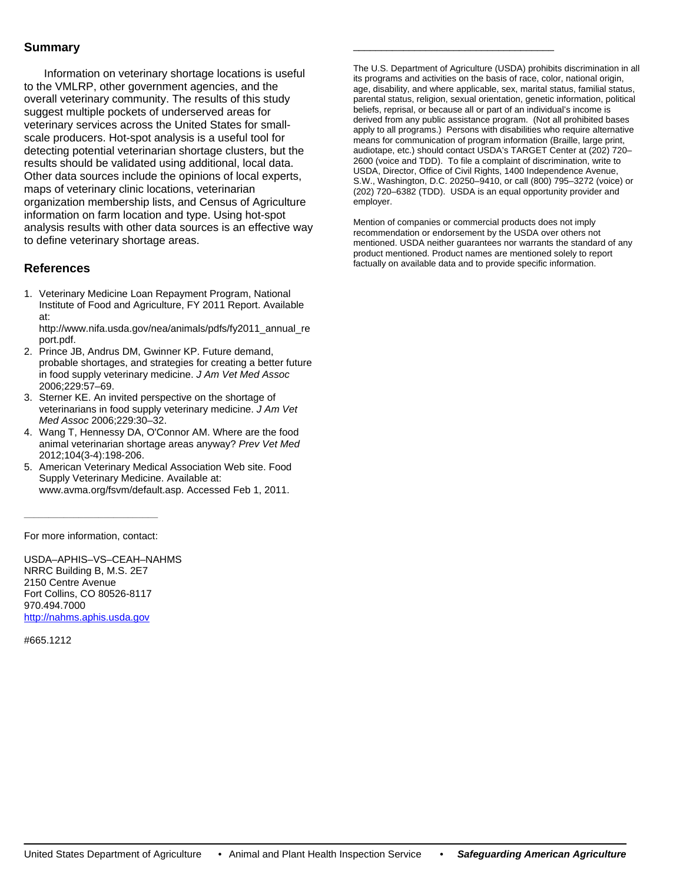## Summary

Information on veterinary shortage locations is useful to the VMLRP, other government agencies, and the overall veterinary community. The results of this study suggest multiple pockets of underserved areas for veterinary services across the United States for small-scale producers. Hot-spot analysis is a useful tool for detecting potential veterinarian shortage clusters, but the results should be validated using additional, local data. Other data sources include the opinions of local experts, maps of veterinary clinic locations, veterinarian organization membership lists, and Census of Agriculture information on farm location and type. Using hot-spot analysis results with other data sources is an effective way to define veterinary shortage areas.

## References

1. Veterinary Medicine Loan Repayment Program, National Institute of Food and Agriculture, FY 2011 Report. Available at: http://www.nifa.usda.gov/nea/animals/pdfs/fy2011_annual_report.pdf.
2. Prince JB, Andrus DM, Gwinner KP. Future demand, probable shortages, and strategies for creating a better future in food supply veterinary medicine. *J Am Vet Med Assoc* 2006;229:57–69.
3. Sterner KE. An invited perspective on the shortage of veterinarians in food supply veterinary medicine. *J Am Vet Med Assoc* 2006;229:30–32.
4. Wang T, Hennessy DA, O'Connor AM. Where are the food animal veterinarian shortage areas anyway? *Prev Vet Med* 2012;104(3-4):198-206.
5. American Veterinary Medical Association Web site. Food Supply Veterinary Medicine. Available at: www.avma.org/fsvm/default.asp. Accessed Feb 1, 2011.

---

For more information, contact:

USDA–APHIS–VS–CEAH–NAHMS
NRRC Building B, M.S. 2E7
2150 Centre Avenue
Fort Collins, CO 80526-8117
970.494.7000
http://nahms.aphis.usda.gov

#665.1212

---

The U.S. Department of Agriculture (USDA) prohibits discrimination in all its programs and activities on the basis of race, color, national origin, age, disability, and where applicable, sex, marital status, familial status, parental status, religion, sexual orientation, genetic information, political beliefs, reprisal, or because all or part of an individual's income is derived from any public assistance program. (Not all prohibited bases apply to all programs.) Persons with disabilities who require alternative means for communication of program information (Braille, large print, audiotape, etc.) should contact USDA's TARGET Center at (202) 720–2600 (voice and TDD). To file a complaint of discrimination, write to USDA, Director, Office of Civil Rights, 1400 Independence Avenue, S.W., Washington, D.C. 20250–9410, or call (800) 795–3272 (voice) or (202) 720–6382 (TDD). USDA is an equal opportunity provider and employer.

Mention of companies or commercial products does not imply recommendation or endorsement by the USDA over others not mentioned. USDA neither guarantees nor warrants the standard of any product mentioned. Product names are mentioned solely to report factually on available data and to provide specific information.